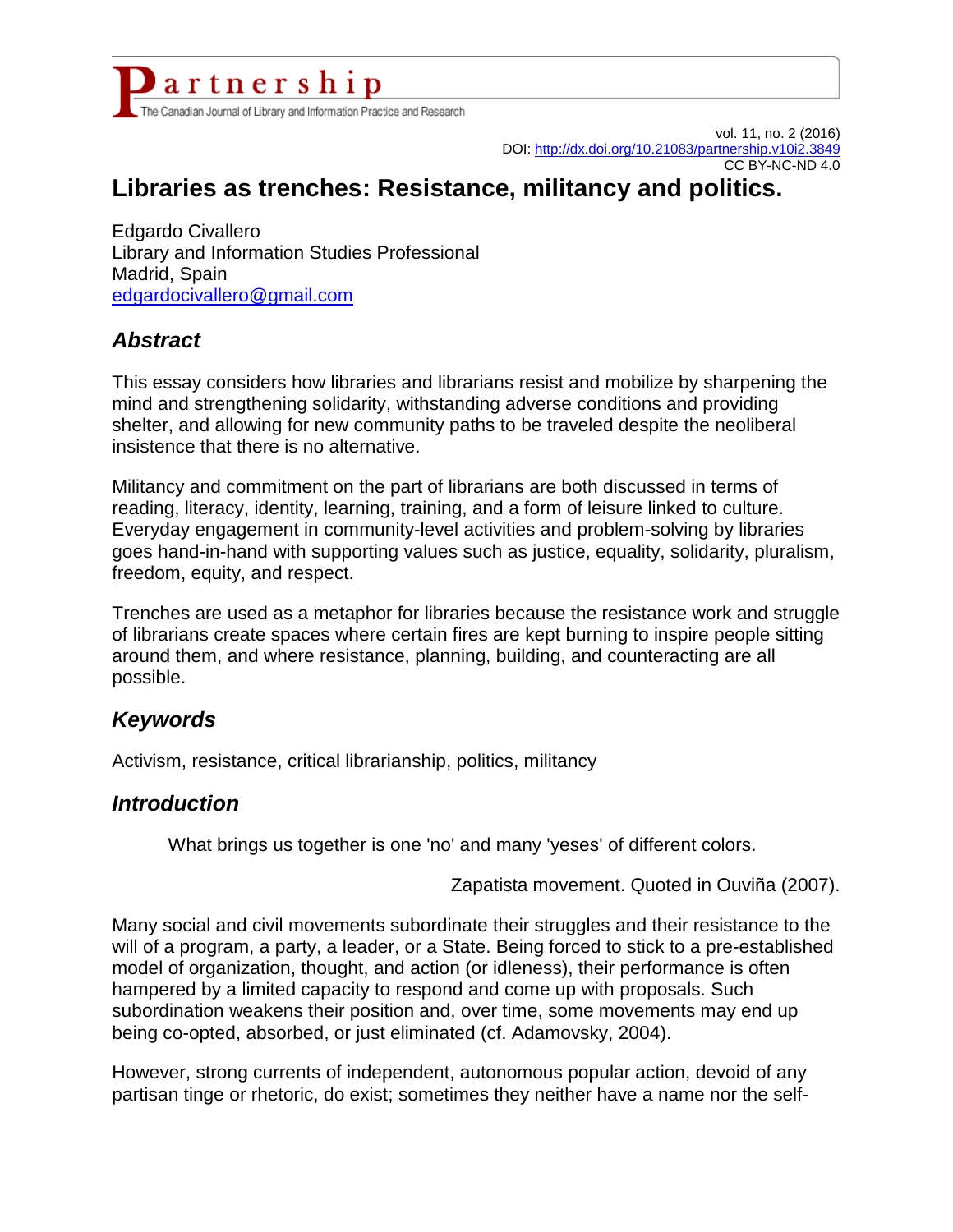# Libraries as trenches: Resistance, militancy and politics.

Edgardo Civallero
Library and Information Studies Professional
Madrid, Spain
edgardocivallero@gmail.com

## *Abstract*

This essay considers how libraries and librarians resist and mobilize by sharpening the mind and strengthening solidarity, withstanding adverse conditions and providing shelter, and allowing for new community paths to be traveled despite the neoliberal insistence that there is no alternative.

Militancy and commitment on the part of librarians are both discussed in terms of reading, literacy, identity, learning, training, and a form of leisure linked to culture. Everyday engagement in community-level activities and problem-solving by libraries goes hand-in-hand with supporting values such as justice, equality, solidarity, pluralism, freedom, equity, and respect.

Trenches are used as a metaphor for libraries because the resistance work and struggle of librarians create spaces where certain fires are kept burning to inspire people sitting around them, and where resistance, planning, building, and counteracting are all possible.

## *Keywords*

Activism, resistance, critical librarianship, politics, militancy

## *Introduction*

> What brings us together is one 'no' and many 'yeses' of different colors.
>
> Zapatista movement. Quoted in Ouviña (2007).

Many social and civil movements subordinate their struggles and their resistance to the will of a program, a party, a leader, or a State. Being forced to stick to a pre-established model of organization, thought, and action (or idleness), their performance is often hampered by a limited capacity to respond and come up with proposals. Such subordination weakens their position and, over time, some movements may end up being co-opted, absorbed, or just eliminated (cf. Adamovsky, 2004).

However, strong currents of independent, autonomous popular action, devoid of any partisan tinge or rhetoric, do exist; sometimes they neither have a name nor the self-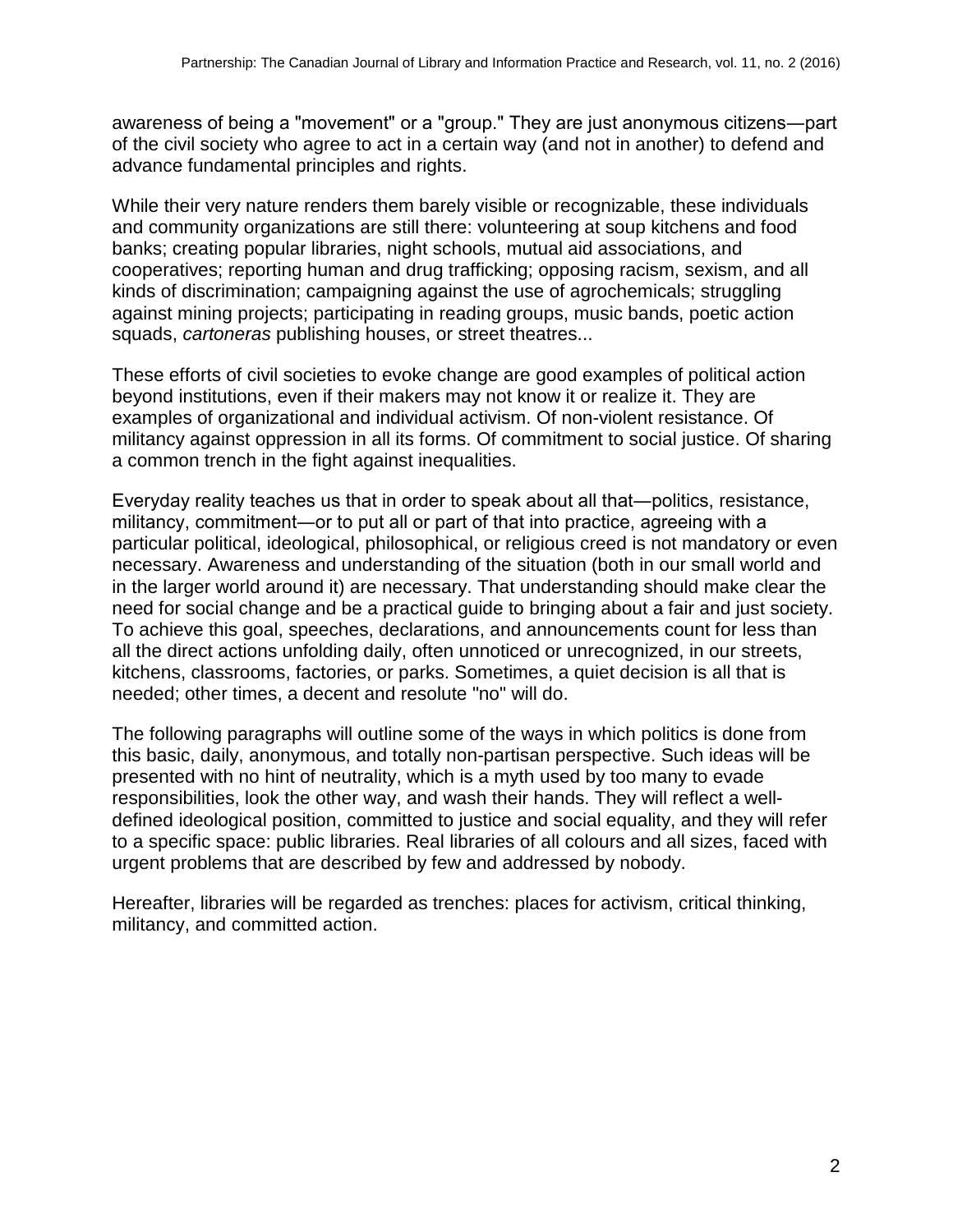awareness of being a "movement" or a "group." They are just anonymous citizens—part of the civil society who agree to act in a certain way (and not in another) to defend and advance fundamental principles and rights.

While their very nature renders them barely visible or recognizable, these individuals and community organizations are still there: volunteering at soup kitchens and food banks; creating popular libraries, night schools, mutual aid associations, and cooperatives; reporting human and drug trafficking; opposing racism, sexism, and all kinds of discrimination; campaigning against the use of agrochemicals; struggling against mining projects; participating in reading groups, music bands, poetic action squads, *cartoneras* publishing houses, or street theatres...

These efforts of civil societies to evoke change are good examples of political action beyond institutions, even if their makers may not know it or realize it. They are examples of organizational and individual activism. Of non-violent resistance. Of militancy against oppression in all its forms. Of commitment to social justice. Of sharing a common trench in the fight against inequalities.

Everyday reality teaches us that in order to speak about all that—politics, resistance, militancy, commitment—or to put all or part of that into practice, agreeing with a particular political, ideological, philosophical, or religious creed is not mandatory or even necessary. Awareness and understanding of the situation (both in our small world and in the larger world around it) are necessary. That understanding should make clear the need for social change and be a practical guide to bringing about a fair and just society. To achieve this goal, speeches, declarations, and announcements count for less than all the direct actions unfolding daily, often unnoticed or unrecognized, in our streets, kitchens, classrooms, factories, or parks. Sometimes, a quiet decision is all that is needed; other times, a decent and resolute "no" will do.

The following paragraphs will outline some of the ways in which politics is done from this basic, daily, anonymous, and totally non-partisan perspective. Such ideas will be presented with no hint of neutrality, which is a myth used by too many to evade responsibilities, look the other way, and wash their hands. They will reflect a well-defined ideological position, committed to justice and social equality, and they will refer to a specific space: public libraries. Real libraries of all colours and all sizes, faced with urgent problems that are described by few and addressed by nobody.

Hereafter, libraries will be regarded as trenches: places for activism, critical thinking, militancy, and committed action.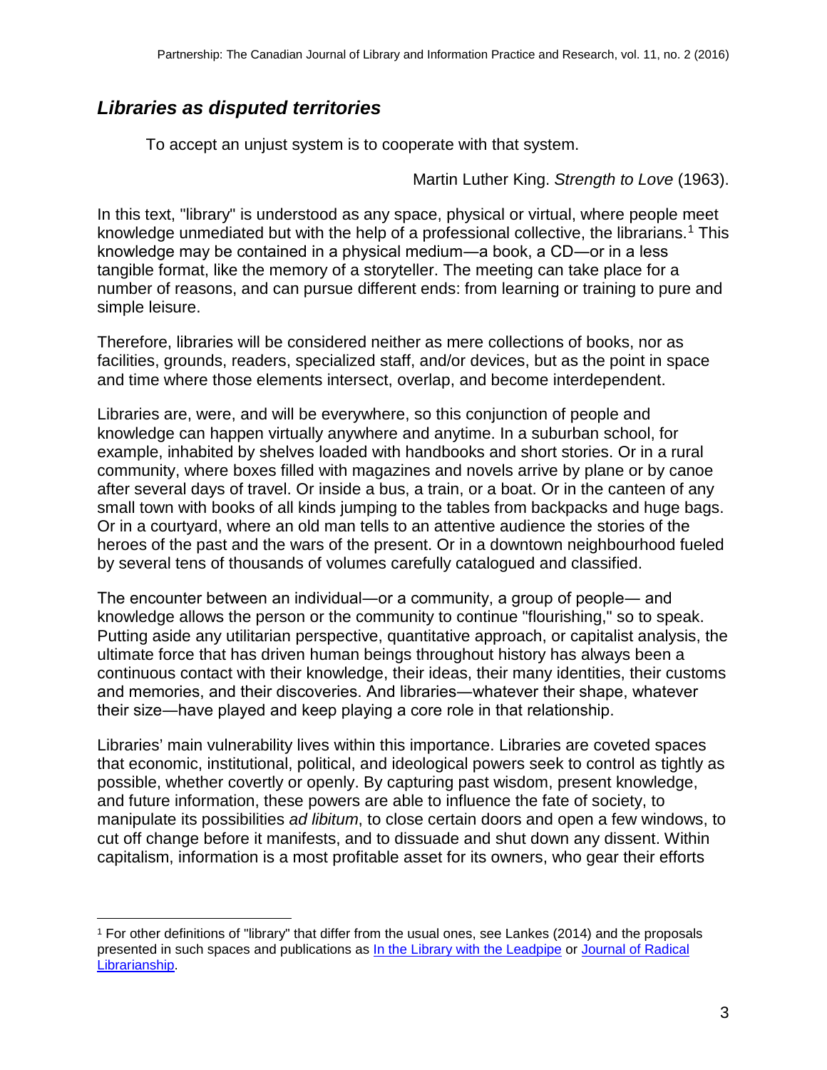## *Libraries as disputed territories*

> To accept an unjust system is to cooperate with that system.
>
> Martin Luther King. *Strength to Love* (1963).

In this text, "library" is understood as any space, physical or virtual, where people meet knowledge unmediated but with the help of a professional collective, the librarians.[1] This knowledge may be contained in a physical medium—a book, a CD—or in a less tangible format, like the memory of a storyteller. The meeting can take place for a number of reasons, and can pursue different ends: from learning or training to pure and simple leisure.

Therefore, libraries will be considered neither as mere collections of books, nor as facilities, grounds, readers, specialized staff, and/or devices, but as the point in space and time where those elements intersect, overlap, and become interdependent.

Libraries are, were, and will be everywhere, so this conjunction of people and knowledge can happen virtually anywhere and anytime. In a suburban school, for example, inhabited by shelves loaded with handbooks and short stories. Or in a rural community, where boxes filled with magazines and novels arrive by plane or by canoe after several days of travel. Or inside a bus, a train, or a boat. Or in the canteen of any small town with books of all kinds jumping to the tables from backpacks and huge bags. Or in a courtyard, where an old man tells to an attentive audience the stories of the heroes of the past and the wars of the present. Or in a downtown neighbourhood fueled by several tens of thousands of volumes carefully catalogued and classified.

The encounter between an individual—or a community, a group of people— and knowledge allows the person or the community to continue "flourishing," so to speak. Putting aside any utilitarian perspective, quantitative approach, or capitalist analysis, the ultimate force that has driven human beings throughout history has always been a continuous contact with their knowledge, their ideas, their many identities, their customs and memories, and their discoveries. And libraries—whatever their shape, whatever their size—have played and keep playing a core role in that relationship.

Libraries' main vulnerability lives within this importance. Libraries are coveted spaces that economic, institutional, political, and ideological powers seek to control as tightly as possible, whether covertly or openly. By capturing past wisdom, present knowledge, and future information, these powers are able to influence the fate of society, to manipulate its possibilities *ad libitum*, to close certain doors and open a few windows, to cut off change before it manifests, and to dissuade and shut down any dissent. Within capitalism, information is a most profitable asset for its owners, who gear their efforts

---

[1] For other definitions of "library" that differ from the usual ones, see Lankes (2014) and the proposals presented in such spaces and publications as In the Library with the Leadpipe or Journal of Radical Librarianship.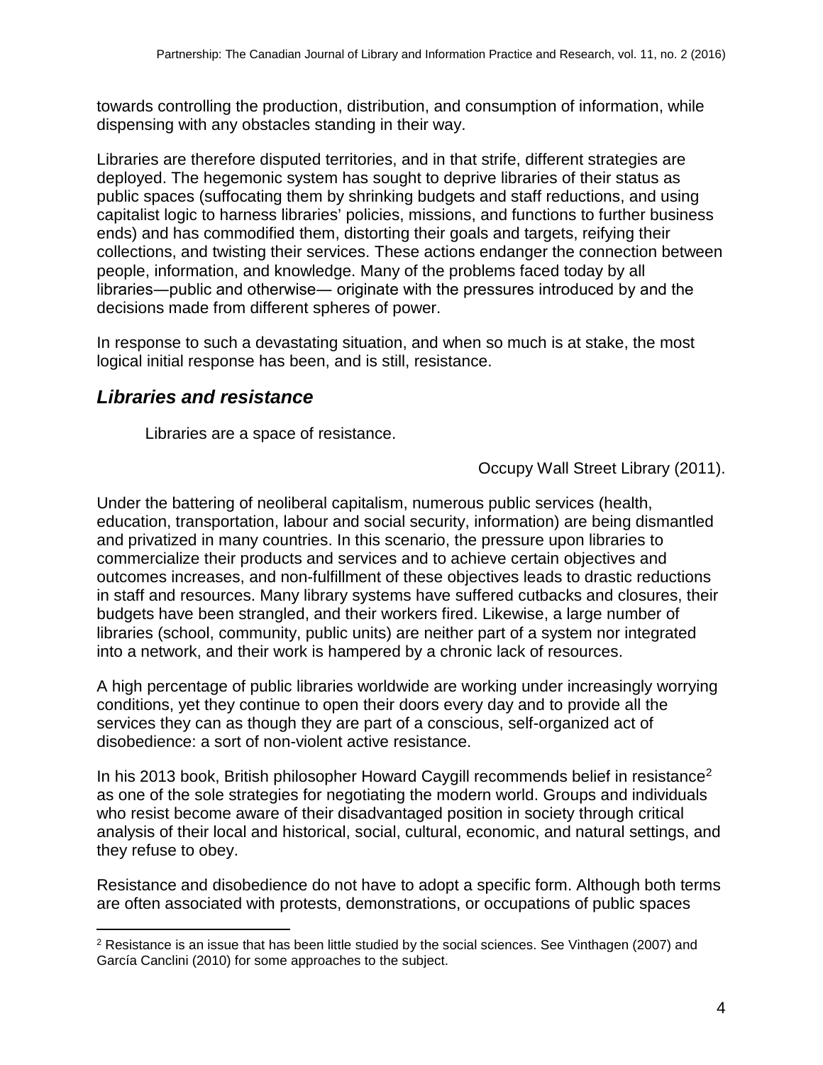towards controlling the production, distribution, and consumption of information, while dispensing with any obstacles standing in their way.

Libraries are therefore disputed territories, and in that strife, different strategies are deployed. The hegemonic system has sought to deprive libraries of their status as public spaces (suffocating them by shrinking budgets and staff reductions, and using capitalist logic to harness libraries' policies, missions, and functions to further business ends) and has commodified them, distorting their goals and targets, reifying their collections, and twisting their services. These actions endanger the connection between people, information, and knowledge. Many of the problems faced today by all libraries—public and otherwise— originate with the pressures introduced by and the decisions made from different spheres of power.

In response to such a devastating situation, and when so much is at stake, the most logical initial response has been, and is still, resistance.

## *Libraries and resistance*

> Libraries are a space of resistance.
>
> Occupy Wall Street Library (2011).

Under the battering of neoliberal capitalism, numerous public services (health, education, transportation, labour and social security, information) are being dismantled and privatized in many countries. In this scenario, the pressure upon libraries to commercialize their products and services and to achieve certain objectives and outcomes increases, and non-fulfillment of these objectives leads to drastic reductions in staff and resources. Many library systems have suffered cutbacks and closures, their budgets have been strangled, and their workers fired. Likewise, a large number of libraries (school, community, public units) are neither part of a system nor integrated into a network, and their work is hampered by a chronic lack of resources.

A high percentage of public libraries worldwide are working under increasingly worrying conditions, yet they continue to open their doors every day and to provide all the services they can as though they are part of a conscious, self-organized act of disobedience: a sort of non-violent active resistance.

In his 2013 book, British philosopher Howard Caygill recommends belief in resistance[2] as one of the sole strategies for negotiating the modern world. Groups and individuals who resist become aware of their disadvantaged position in society through critical analysis of their local and historical, social, cultural, economic, and natural settings, and they refuse to obey.

Resistance and disobedience do not have to adopt a specific form. Although both terms are often associated with protests, demonstrations, or occupations of public spaces

[2] Resistance is an issue that has been little studied by the social sciences. See Vinthagen (2007) and García Canclini (2010) for some approaches to the subject.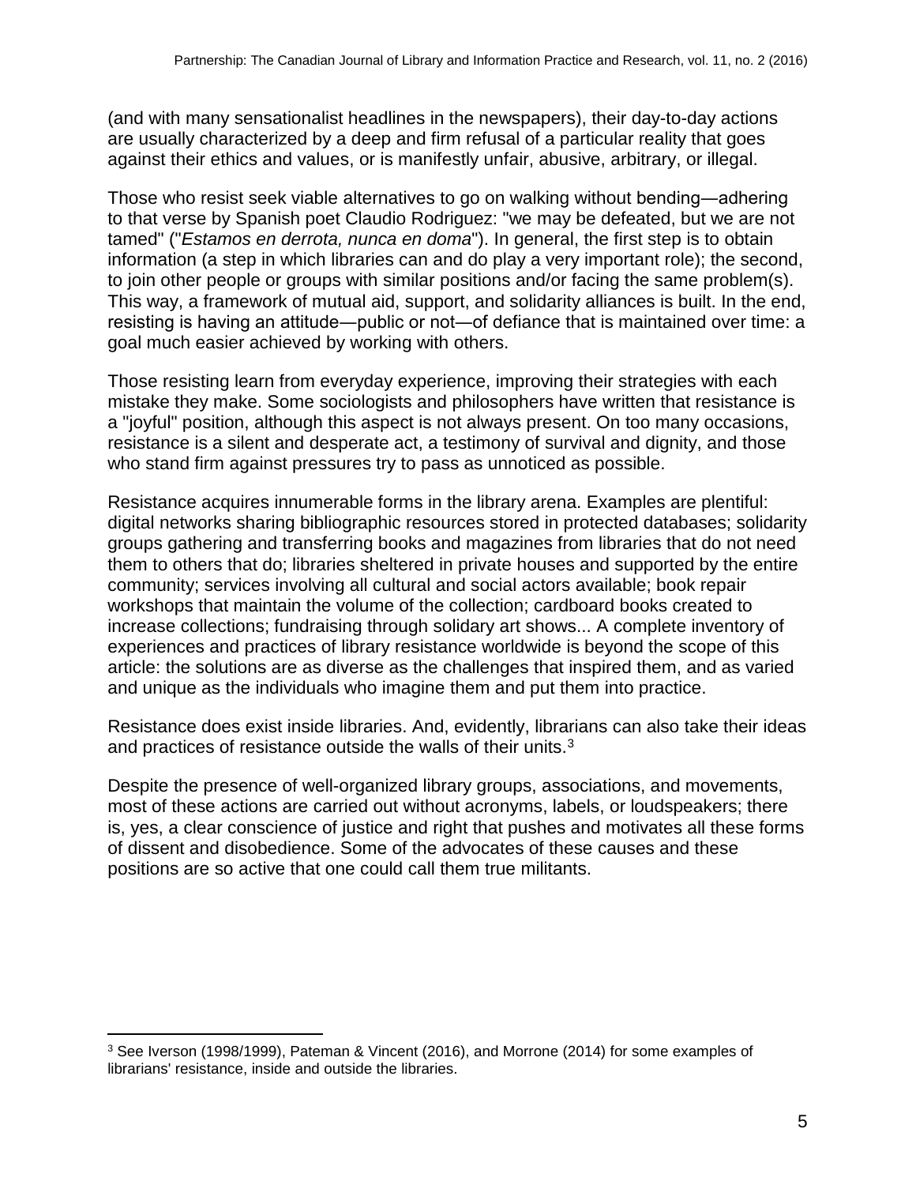(and with many sensationalist headlines in the newspapers), their day-to-day actions are usually characterized by a deep and firm refusal of a particular reality that goes against their ethics and values, or is manifestly unfair, abusive, arbitrary, or illegal.

Those who resist seek viable alternatives to go on walking without bending—adhering to that verse by Spanish poet Claudio Rodriguez: "we may be defeated, but we are not tamed" ("*Estamos en derrota, nunca en doma*"). In general, the first step is to obtain information (a step in which libraries can and do play a very important role); the second, to join other people or groups with similar positions and/or facing the same problem(s). This way, a framework of mutual aid, support, and solidarity alliances is built. In the end, resisting is having an attitude—public or not—of defiance that is maintained over time: a goal much easier achieved by working with others.

Those resisting learn from everyday experience, improving their strategies with each mistake they make. Some sociologists and philosophers have written that resistance is a "joyful" position, although this aspect is not always present. On too many occasions, resistance is a silent and desperate act, a testimony of survival and dignity, and those who stand firm against pressures try to pass as unnoticed as possible.

Resistance acquires innumerable forms in the library arena. Examples are plentiful: digital networks sharing bibliographic resources stored in protected databases; solidarity groups gathering and transferring books and magazines from libraries that do not need them to others that do; libraries sheltered in private houses and supported by the entire community; services involving all cultural and social actors available; book repair workshops that maintain the volume of the collection; cardboard books created to increase collections; fundraising through solidary art shows... A complete inventory of experiences and practices of library resistance worldwide is beyond the scope of this article: the solutions are as diverse as the challenges that inspired them, and as varied and unique as the individuals who imagine them and put them into practice.

Resistance does exist inside libraries. And, evidently, librarians can also take their ideas and practices of resistance outside the walls of their units.[3]

Despite the presence of well-organized library groups, associations, and movements, most of these actions are carried out without acronyms, labels, or loudspeakers; there is, yes, a clear conscience of justice and right that pushes and motivates all these forms of dissent and disobedience. Some of the advocates of these causes and these positions are so active that one could call them true militants.

---

[3] See Iverson (1998/1999), Pateman & Vincent (2016), and Morrone (2014) for some examples of librarians' resistance, inside and outside the libraries.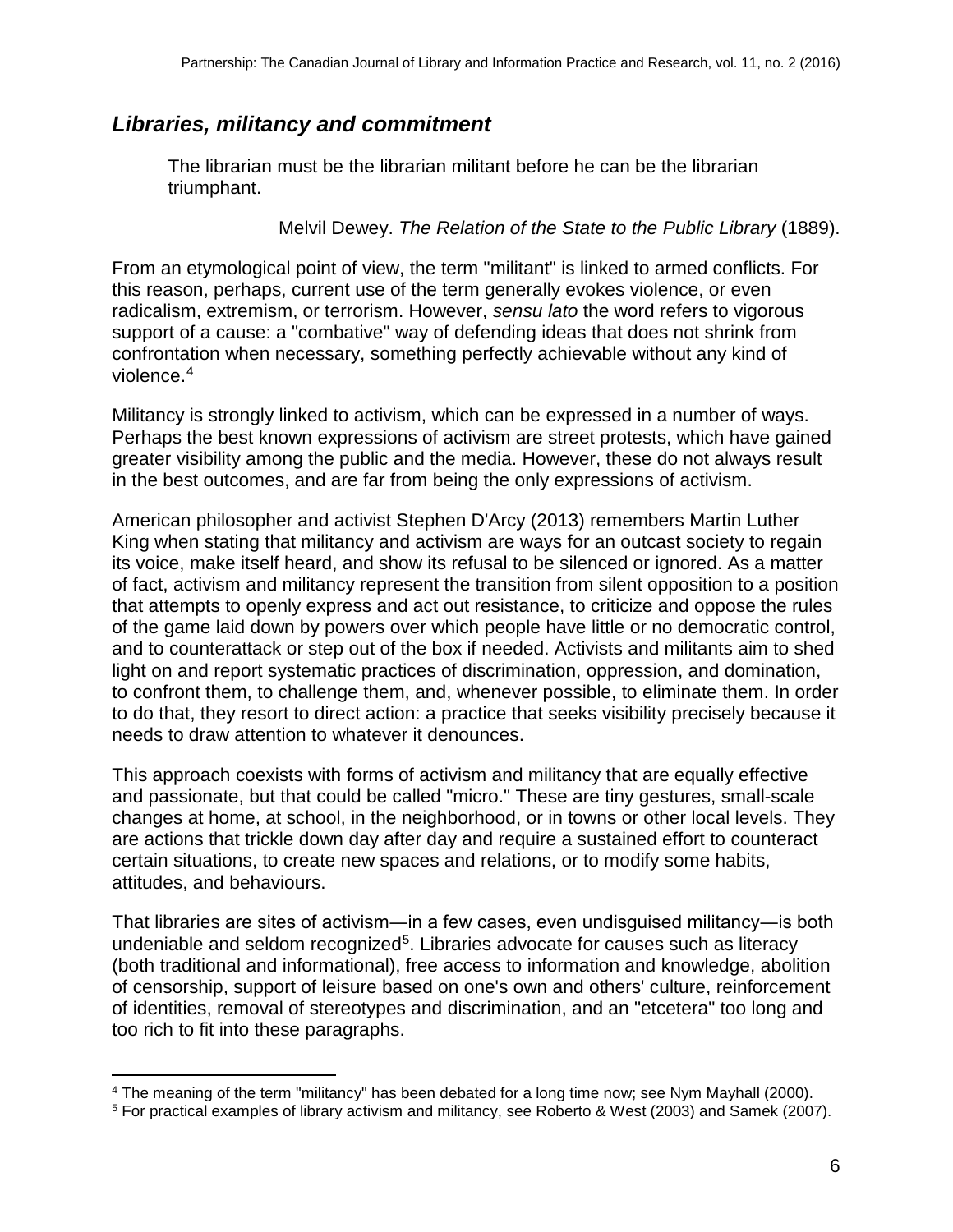## *Libraries, militancy and commitment*

> The librarian must be the librarian militant before he can be the librarian triumphant.
>
> Melvil Dewey. *The Relation of the State to the Public Library* (1889).

From an etymological point of view, the term "militant" is linked to armed conflicts. For this reason, perhaps, current use of the term generally evokes violence, or even radicalism, extremism, or terrorism. However, *sensu lato* the word refers to vigorous support of a cause: a "combative" way of defending ideas that does not shrink from confrontation when necessary, something perfectly achievable without any kind of violence.[4]

Militancy is strongly linked to activism, which can be expressed in a number of ways. Perhaps the best known expressions of activism are street protests, which have gained greater visibility among the public and the media. However, these do not always result in the best outcomes, and are far from being the only expressions of activism.

American philosopher and activist Stephen D'Arcy (2013) remembers Martin Luther King when stating that militancy and activism are ways for an outcast society to regain its voice, make itself heard, and show its refusal to be silenced or ignored. As a matter of fact, activism and militancy represent the transition from silent opposition to a position that attempts to openly express and act out resistance, to criticize and oppose the rules of the game laid down by powers over which people have little or no democratic control, and to counterattack or step out of the box if needed. Activists and militants aim to shed light on and report systematic practices of discrimination, oppression, and domination, to confront them, to challenge them, and, whenever possible, to eliminate them. In order to do that, they resort to direct action: a practice that seeks visibility precisely because it needs to draw attention to whatever it denounces.

This approach coexists with forms of activism and militancy that are equally effective and passionate, but that could be called "micro." These are tiny gestures, small-scale changes at home, at school, in the neighborhood, or in towns or other local levels. They are actions that trickle down day after day and require a sustained effort to counteract certain situations, to create new spaces and relations, or to modify some habits, attitudes, and behaviours.

That libraries are sites of activism—in a few cases, even undisguised militancy—is both undeniable and seldom recognized[5]. Libraries advocate for causes such as literacy (both traditional and informational), free access to information and knowledge, abolition of censorship, support of leisure based on one's own and others' culture, reinforcement of identities, removal of stereotypes and discrimination, and an "etcetera" too long and too rich to fit into these paragraphs.

---

[4] The meaning of the term "militancy" has been debated for a long time now; see Nym Mayhall (2000).

[5] For practical examples of library activism and militancy, see Roberto & West (2003) and Samek (2007).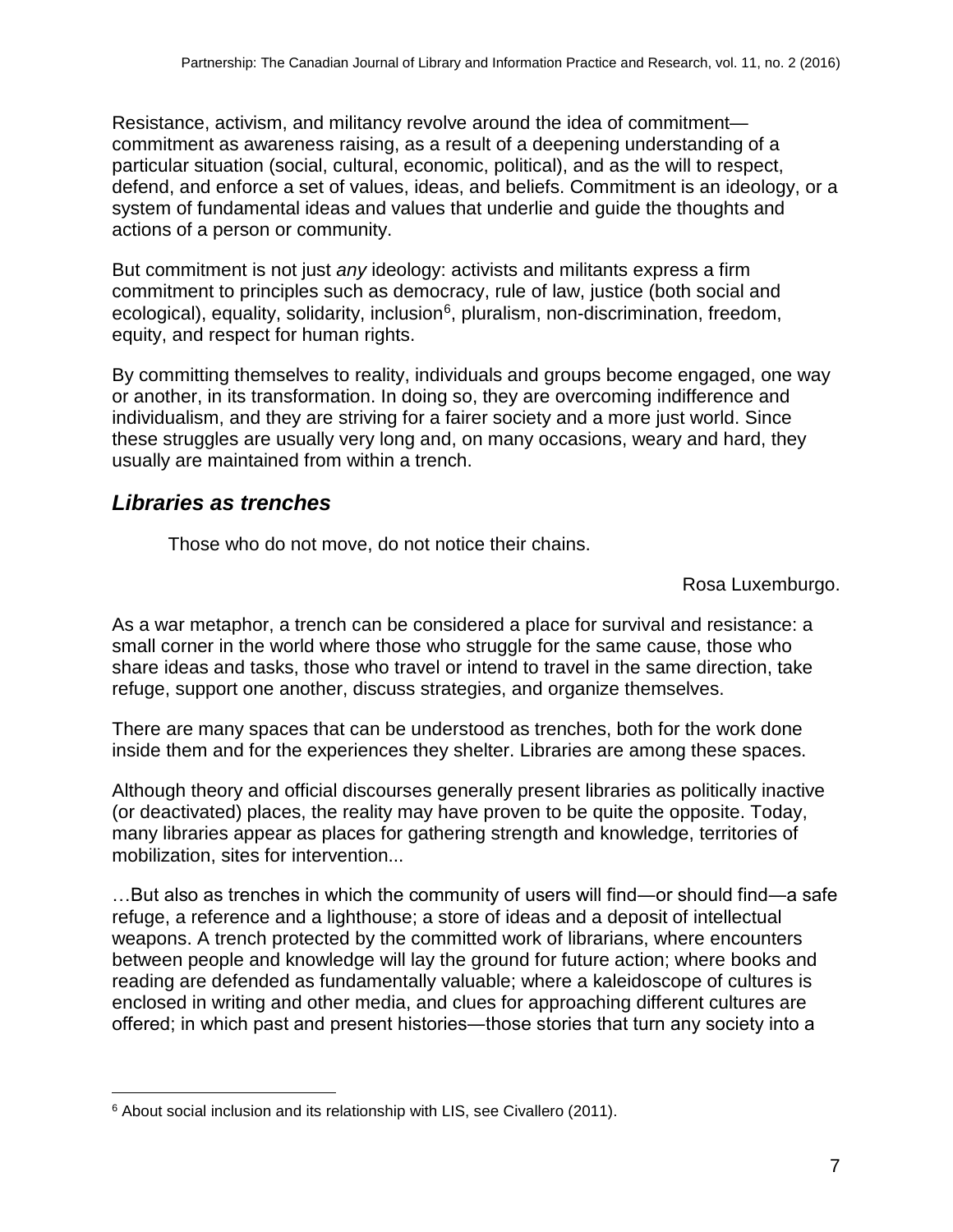Resistance, activism, and militancy revolve around the idea of commitment—commitment as awareness raising, as a result of a deepening understanding of a particular situation (social, cultural, economic, political), and as the will to respect, defend, and enforce a set of values, ideas, and beliefs. Commitment is an ideology, or a system of fundamental ideas and values that underlie and guide the thoughts and actions of a person or community.

But commitment is not just *any* ideology: activists and militants express a firm commitment to principles such as democracy, rule of law, justice (both social and ecological), equality, solidarity, inclusion[6], pluralism, non-discrimination, freedom, equity, and respect for human rights.

By committing themselves to reality, individuals and groups become engaged, one way or another, in its transformation. In doing so, they are overcoming indifference and individualism, and they are striving for a fairer society and a more just world. Since these struggles are usually very long and, on many occasions, weary and hard, they usually are maintained from within a trench.

## *Libraries as trenches*

> Those who do not move, do not notice their chains.
>
> Rosa Luxemburgo.

As a war metaphor, a trench can be considered a place for survival and resistance: a small corner in the world where those who struggle for the same cause, those who share ideas and tasks, those who travel or intend to travel in the same direction, take refuge, support one another, discuss strategies, and organize themselves.

There are many spaces that can be understood as trenches, both for the work done inside them and for the experiences they shelter. Libraries are among these spaces.

Although theory and official discourses generally present libraries as politically inactive (or deactivated) places, the reality may have proven to be quite the opposite. Today, many libraries appear as places for gathering strength and knowledge, territories of mobilization, sites for intervention...

…But also as trenches in which the community of users will find—or should find—a safe refuge, a reference and a lighthouse; a store of ideas and a deposit of intellectual weapons. A trench protected by the committed work of librarians, where encounters between people and knowledge will lay the ground for future action; where books and reading are defended as fundamentally valuable; where a kaleidoscope of cultures is enclosed in writing and other media, and clues for approaching different cultures are offered; in which past and present histories—those stories that turn any society into a

[6] About social inclusion and its relationship with LIS, see Civallero (2011).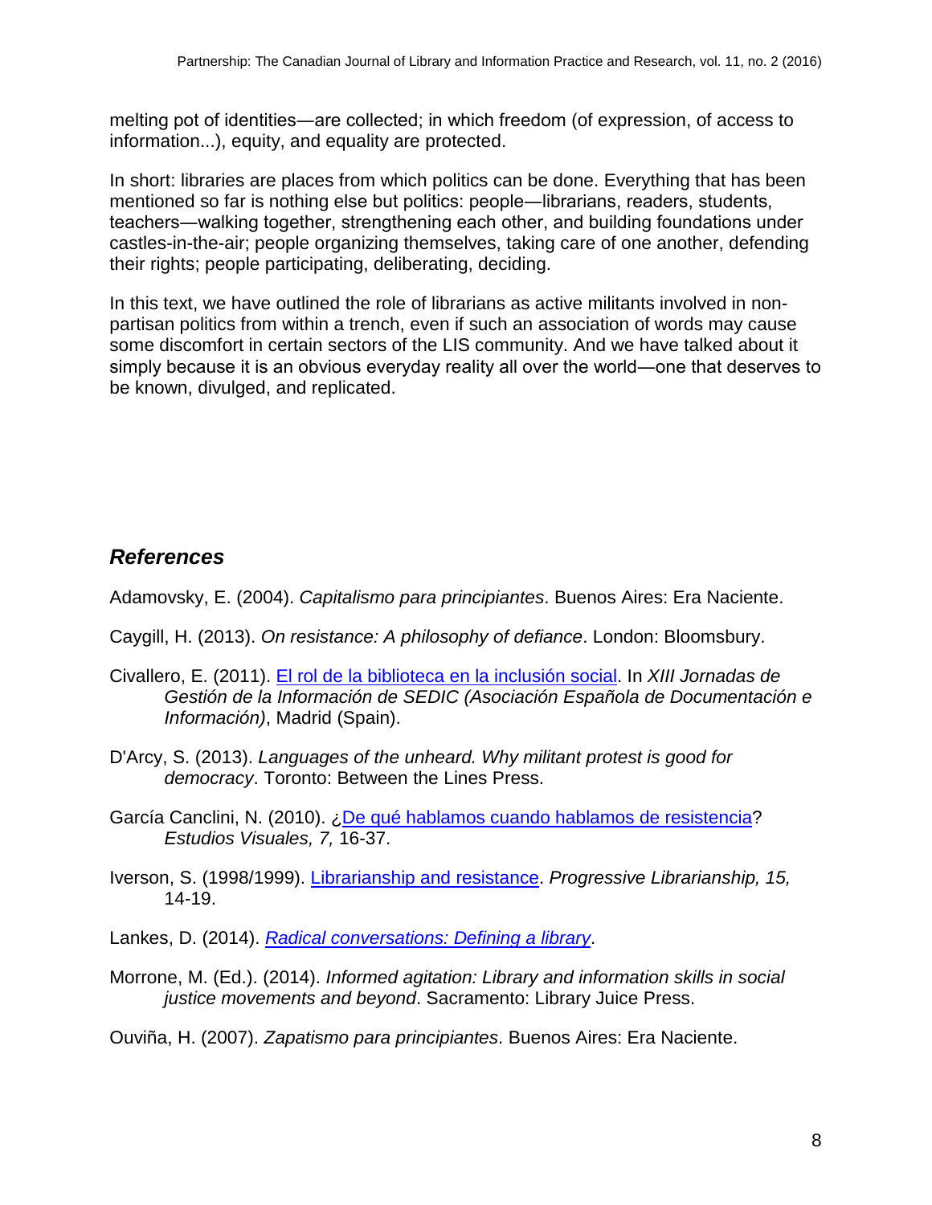melting pot of identities—are collected; in which freedom (of expression, of access to information...), equity, and equality are protected.

In short: libraries are places from which politics can be done. Everything that has been mentioned so far is nothing else but politics: people—librarians, readers, students, teachers—walking together, strengthening each other, and building foundations under castles-in-the-air; people organizing themselves, taking care of one another, defending their rights; people participating, deliberating, deciding.

In this text, we have outlined the role of librarians as active militants involved in non-partisan politics from within a trench, even if such an association of words may cause some discomfort in certain sectors of the LIS community. And we have talked about it simply because it is an obvious everyday reality all over the world—one that deserves to be known, divulged, and replicated.

## *References*

Adamovsky, E. (2004). *Capitalismo para principiantes*. Buenos Aires: Era Naciente.

Caygill, H. (2013). *On resistance: A philosophy of defiance*. London: Bloomsbury.

Civallero, E. (2011). El rol de la biblioteca en la inclusión social. In *XIII Jornadas de Gestión de la Información de SEDIC (Asociación Española de Documentación e Información)*, Madrid (Spain).

D'Arcy, S. (2013). *Languages of the unheard. Why militant protest is good for democracy*. Toronto: Between the Lines Press.

García Canclini, N. (2010). ¿De qué hablamos cuando hablamos de resistencia? *Estudios Visuales, 7,* 16-37.

Iverson, S. (1998/1999). Librarianship and resistance. *Progressive Librarianship, 15,* 14-19.

Lankes, D. (2014). *Radical conversations: Defining a library*.

Morrone, M. (Ed.). (2014). *Informed agitation: Library and information skills in social justice movements and beyond*. Sacramento: Library Juice Press.

Ouviña, H. (2007). *Zapatismo para principiantes*. Buenos Aires: Era Naciente.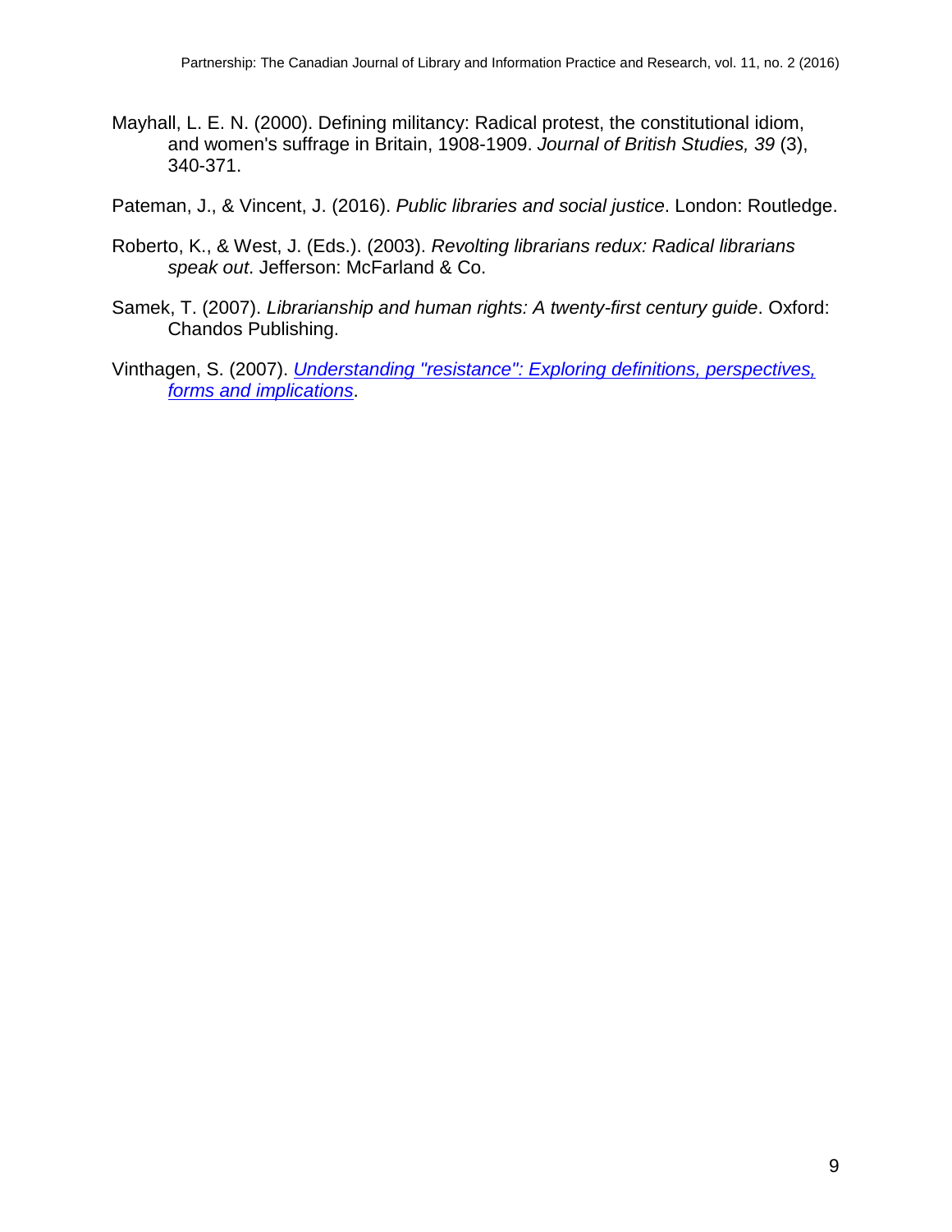Mayhall, L. E. N. (2000). Defining militancy: Radical protest, the constitutional idiom, and women's suffrage in Britain, 1908-1909. *Journal of British Studies, 39* (3), 340-371.

Pateman, J., & Vincent, J. (2016). *Public libraries and social justice*. London: Routledge.

Roberto, K., & West, J. (Eds.). (2003). *Revolting librarians redux: Radical librarians speak out*. Jefferson: McFarland & Co.

Samek, T. (2007). *Librarianship and human rights: A twenty-first century guide*. Oxford: Chandos Publishing.

Vinthagen, S. (2007). *Understanding "resistance": Exploring definitions, perspectives, forms and implications*.